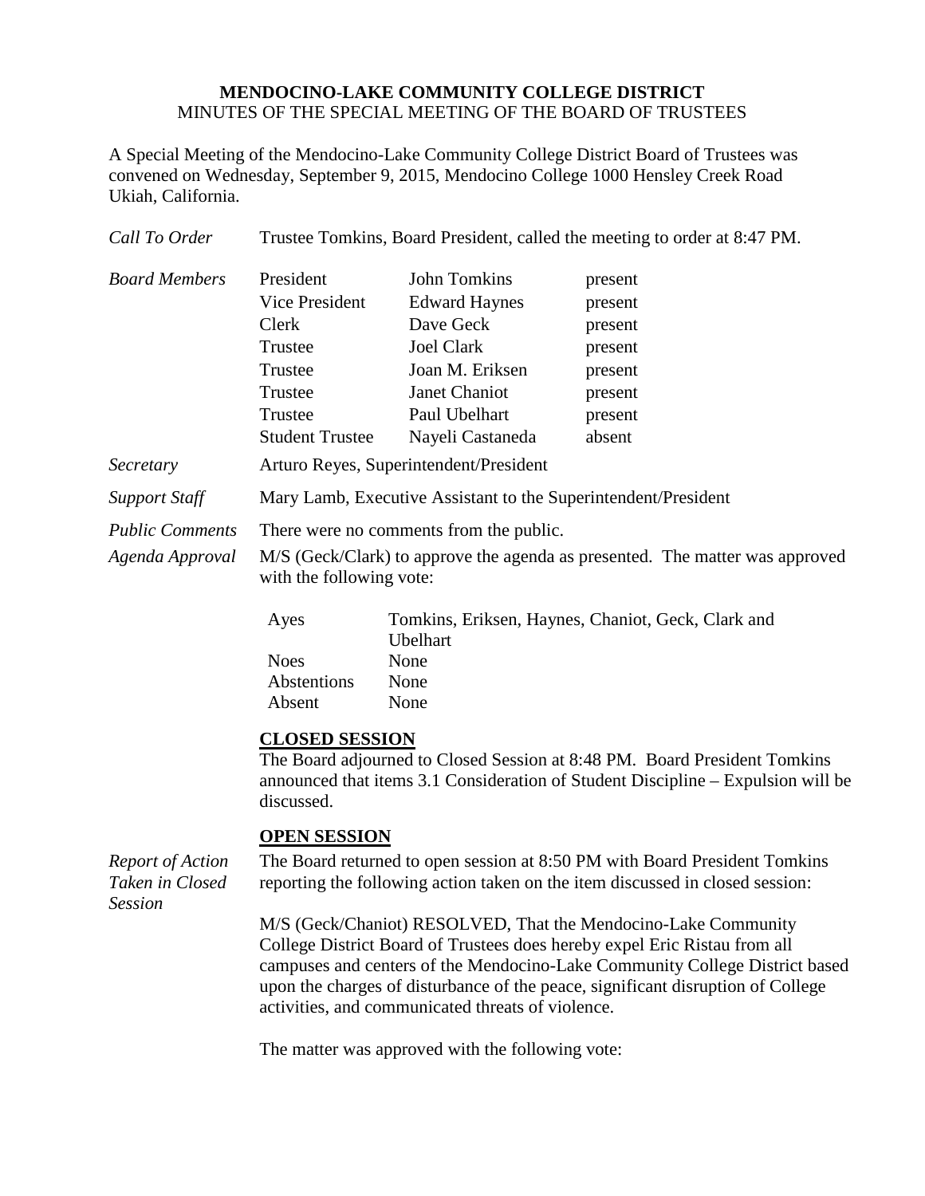**MENDOCINO-LAKE COMMUNITY COLLEGE DISTRICT**
MINUTES OF THE SPECIAL MEETING OF THE BOARD OF TRUSTEES

A Special Meeting of the Mendocino-Lake Community College District Board of Trustees was convened on Wednesday, September 9, 2015, Mendocino College 1000 Hensley Creek Road Ukiah, California.

*Call To Order* — Trustee Tomkins, Board President, called the meeting to order at 8:47 PM.

*Board Members*

| | | |
|---|---|---|
| President | John Tomkins | present |
| Vice President | Edward Haynes | present |
| Clerk | Dave Geck | present |
| Trustee | Joel Clark | present |
| Trustee | Joan M. Eriksen | present |
| Trustee | Janet Chaniot | present |
| Trustee | Paul Ubelhart | present |
| Student Trustee | Nayeli Castaneda | absent |

*Secretary* — Arturo Reyes, Superintendent/President

*Support Staff* — Mary Lamb, Executive Assistant to the Superintendent/President

*Public Comments* — There were no comments from the public.

*Agenda Approval* — M/S (Geck/Clark) to approve the agenda as presented. The matter was approved with the following vote:

| | |
|---|---|
| Ayes | Tomkins, Eriksen, Haynes, Chaniot, Geck, Clark and Ubelhart |
| Noes | None |
| Abstentions | None |
| Absent | None |

**CLOSED SESSION**

The Board adjourned to Closed Session at 8:48 PM. Board President Tomkins announced that items 3.1 Consideration of Student Discipline – Expulsion will be discussed.

**OPEN SESSION**

*Report of Action Taken in Closed Session* — The Board returned to open session at 8:50 PM with Board President Tomkins reporting the following action taken on the item discussed in closed session:

M/S (Geck/Chaniot) RESOLVED, That the Mendocino-Lake Community College District Board of Trustees does hereby expel Eric Ristau from all campuses and centers of the Mendocino-Lake Community College District based upon the charges of disturbance of the peace, significant disruption of College activities, and communicated threats of violence.

The matter was approved with the following vote: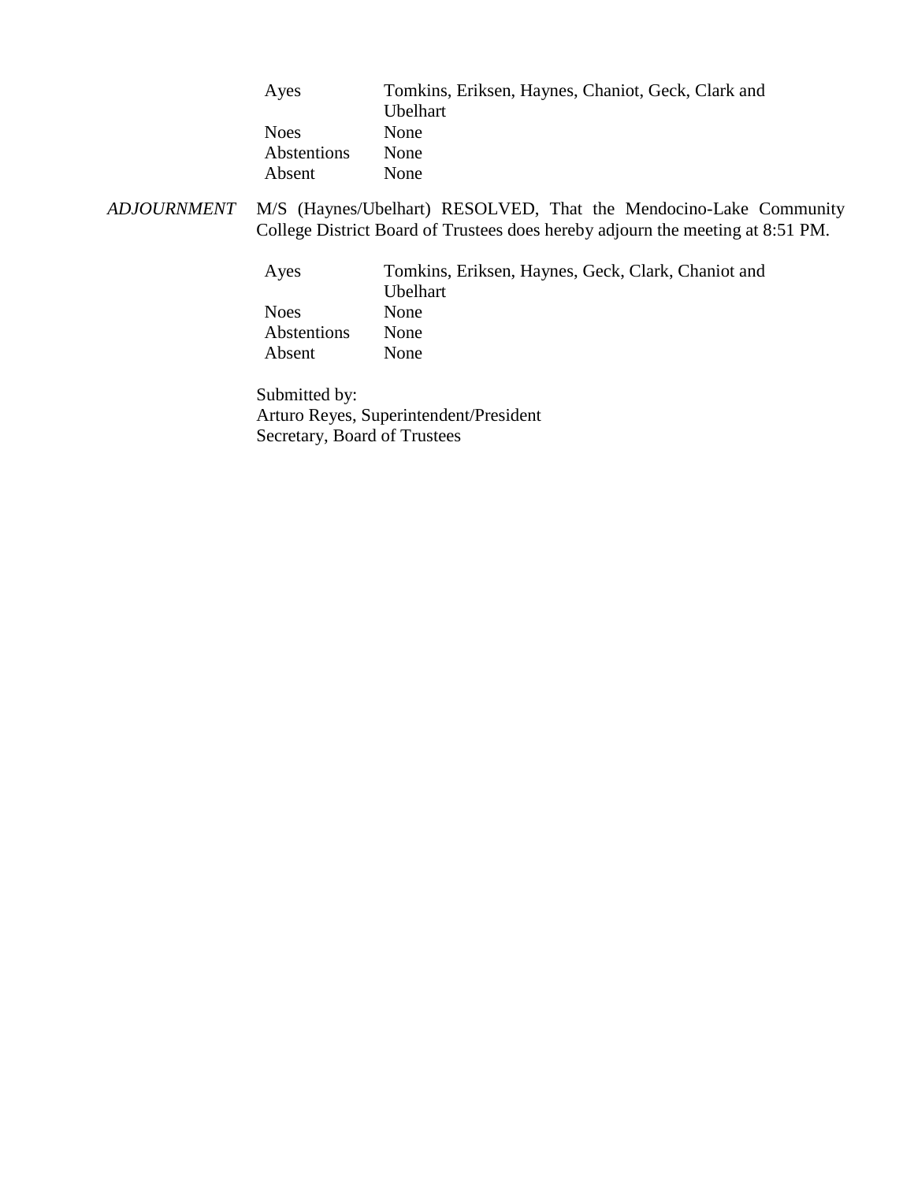| | |
|---|---|
| Ayes | Tomkins, Eriksen, Haynes, Chaniot, Geck, Clark and Ubelhart |
| Noes | None |
| Abstentions | None |
| Absent | None |

*ADJOURNMENT* M/S (Haynes/Ubelhart) RESOLVED, That the Mendocino-Lake Community College District Board of Trustees does hereby adjourn the meeting at 8:51 PM.

| | |
|---|---|
| Ayes | Tomkins, Eriksen, Haynes, Geck, Clark, Chaniot and Ubelhart |
| Noes | None |
| Abstentions | None |
| Absent | None |

Submitted by:
Arturo Reyes, Superintendent/President
Secretary, Board of Trustees